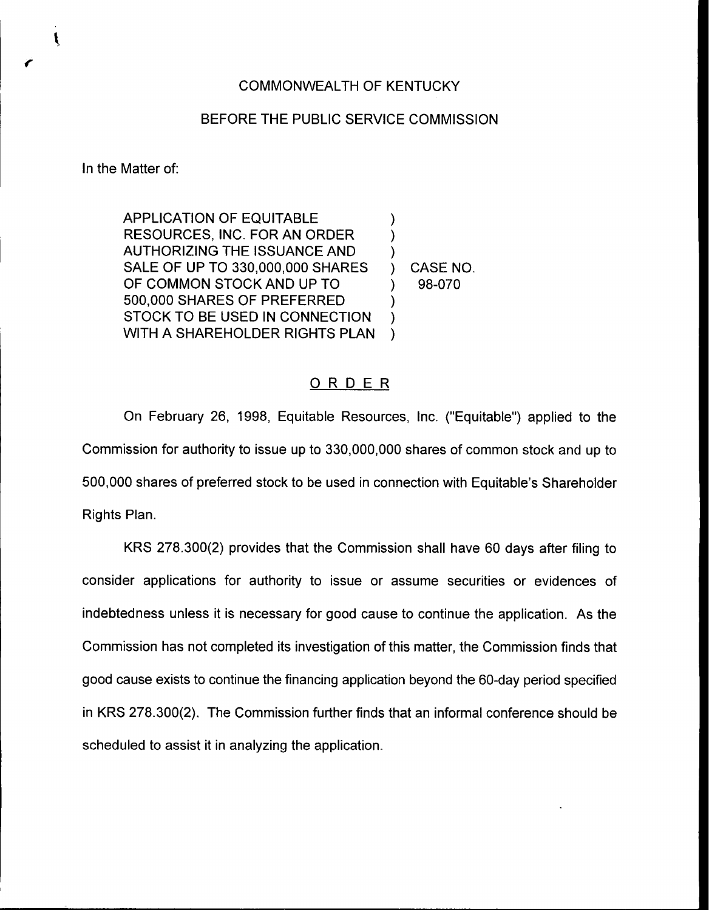COMMONWEALTH OF KENTUCKY

BEFORE THE PUBLIC SERVICE COMMISSION

In the Matter of:

| | | |
|---|---|---|
| APPLICATION OF EQUITABLE RESOURCES, INC. FOR AN ORDER AUTHORIZING THE ISSUANCE AND SALE OF UP TO 330,000,000 SHARES OF COMMON STOCK AND UP TO 500,000 SHARES OF PREFERRED STOCK TO BE USED IN CONNECTION WITH A SHAREHOLDER RIGHTS PLAN | ) | CASE NO. 98-070 |

## ORDER

On February 26, 1998, Equitable Resources, Inc. ("Equitable") applied to the Commission for authority to issue up to 330,000,000 shares of common stock and up to 500,000 shares of preferred stock to be used in connection with Equitable's Shareholder Rights Plan.

KRS 278.300(2) provides that the Commission shall have 60 days after filing to consider applications for authority to issue or assume securities or evidences of indebtedness unless it is necessary for good cause to continue the application. As the Commission has not completed its investigation of this matter, the Commission finds that good cause exists to continue the financing application beyond the 60-day period specified in KRS 278.300(2). The Commission further finds that an informal conference should be scheduled to assist it in analyzing the application.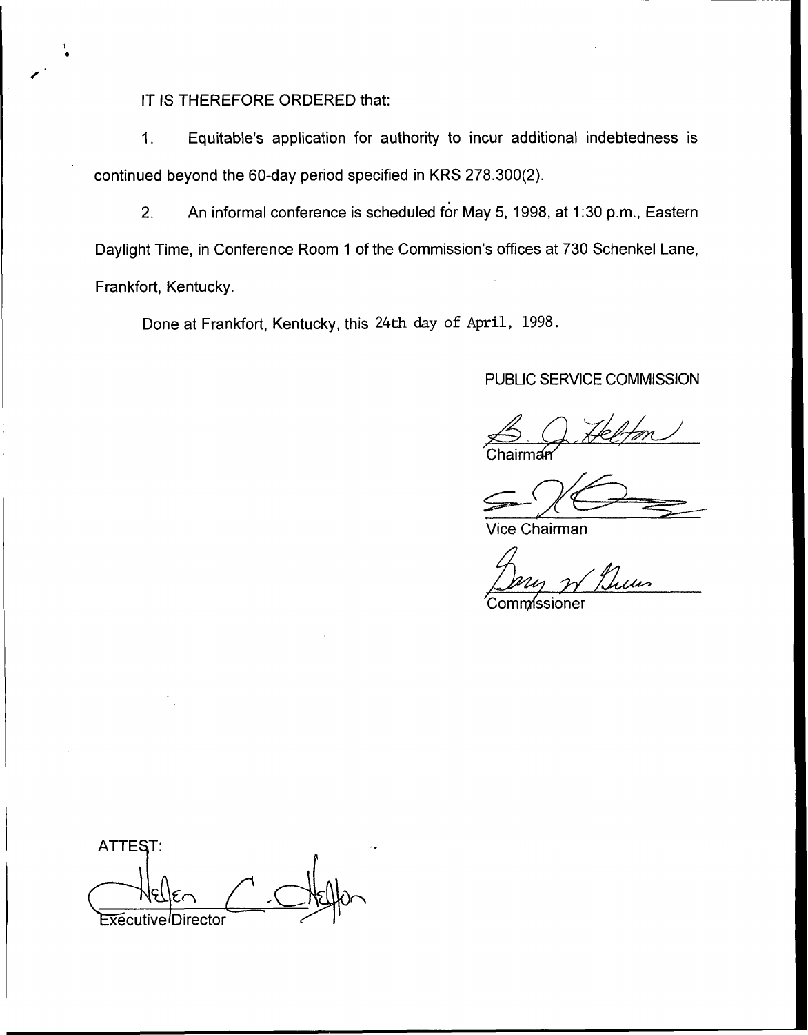IT IS THEREFORE ORDERED that:

1. Equitable's application for authority to incur additional indebtedness is continued beyond the 60-day period specified in KRS 278.300(2).

2. An informal conference is scheduled for May 5, 1998, at 1:30 p.m., Eastern Daylight Time, in Conference Room 1 of the Commission's offices at 730 Schenkel Lane, Frankfort, Kentucky.

Done at Frankfort, Kentucky, this 24th day of April, 1998.

PUBLIC SERVICE COMMISSION

Chairman

Vice Chairman

Commissioner

ATTEST:

Executive Director